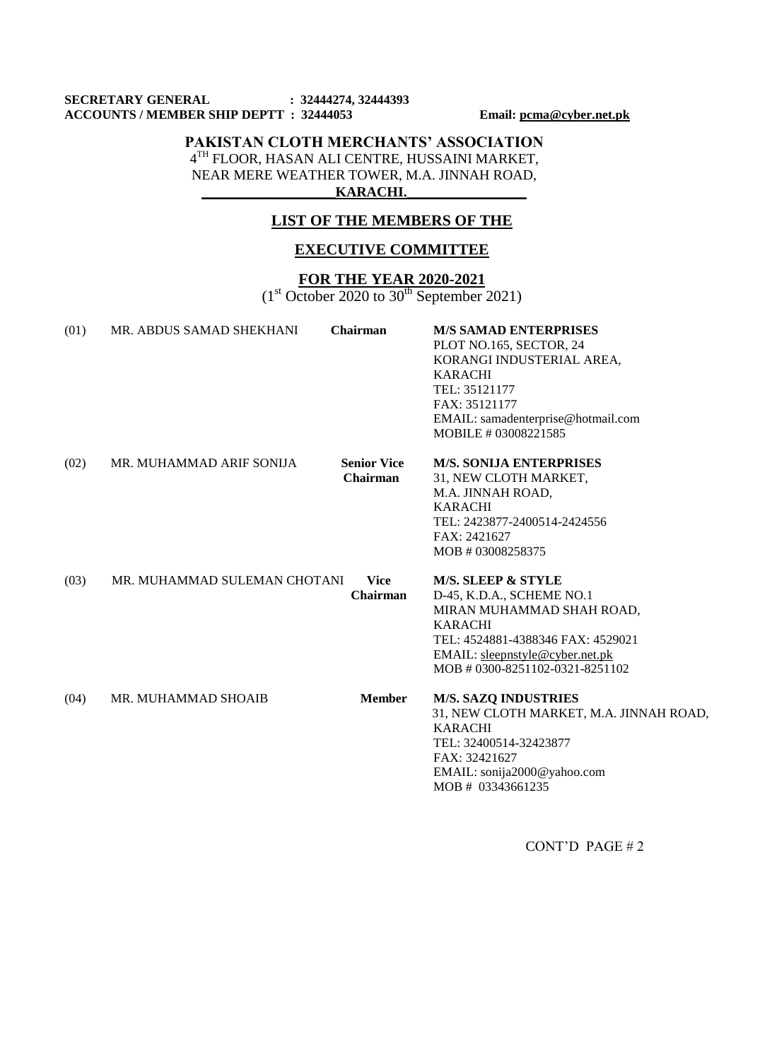**SECRETARY GENERAL : 32444274, 32444393**
**ACCOUNTS / MEMBER SHIP DEPTT : 32444053** **Email: pcma@cyber.net.pk**

# PAKISTAN CLOTH MERCHANTS' ASSOCIATION

4TH FLOOR, HASAN ALI CENTRE, HUSSAINI MARKET,
NEAR MERE WEATHER TOWER, M.A. JINNAH ROAD,
**KARACHI.**

## LIST OF THE MEMBERS OF THE

## EXECUTIVE COMMITTEE

## FOR THE YEAR 2020-2021

(1st October 2020 to 30th September 2021)

| No. | Name | Designation | Address |
|---|---|---|---|
| (01) | MR. ABDUS SAMAD SHEKHANI | **Chairman** | **M/S SAMAD ENTERPRISES**<br>PLOT NO.165, SECTOR, 24<br>KORANGI INDUSTERIAL AREA,<br>KARACHI<br>TEL: 35121177<br>FAX: 35121177<br>EMAIL: samadenterprise@hotmail.com<br>MOBILE # 03008221585 |
| (02) | MR. MUHAMMAD ARIF SONIJA | **Senior Vice Chairman** | **M/S. SONIJA ENTERPRISES**<br>31, NEW CLOTH MARKET,<br>M.A. JINNAH ROAD,<br>KARACHI<br>TEL: 2423877-2400514-2424556<br>FAX: 2421627<br>MOB # 03008258375 |
| (03) | MR. MUHAMMAD SULEMAN CHOTANI | **Vice Chairman** | **M/S. SLEEP & STYLE**<br>D-45, K.D.A., SCHEME NO.1<br>MIRAN MUHAMMAD SHAH ROAD,<br>KARACHI<br>TEL: 4524881-4388346 FAX: 4529021<br>EMAIL: sleepnstyle@cyber.net.pk<br>MOB # 0300-8251102-0321-8251102 |
| (04) | MR. MUHAMMAD SHOAIB | **Member** | **M/S. SAZQ INDUSTRIES**<br>31, NEW CLOTH MARKET, M.A. JINNAH ROAD,<br>KARACHI<br>TEL: 32400514-32423877<br>FAX: 32421627<br>EMAIL: sonija2000@yahoo.com<br>MOB # 03343661235 |

CONT'D PAGE # 2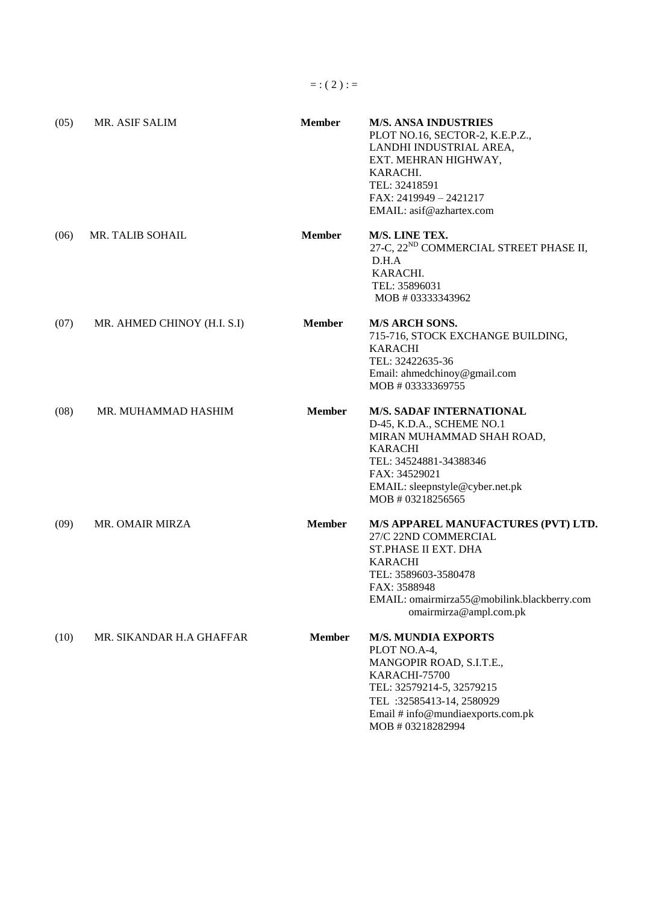| | | | |
|---|---|---|---|
| (05) | MR. ASIF SALIM | **Member** | **M/S. ANSA INDUSTRIES**<br>PLOT NO.16, SECTOR-2, K.E.P.Z.,<br>LANDHI INDUSTRIAL AREA,<br>EXT. MEHRAN HIGHWAY,<br>KARACHI.<br>TEL: 32418591<br>FAX: 2419949 – 2421217<br>EMAIL: asif@azhartex.com |
| (06) | MR. TALIB SOHAIL | **Member** | **M/S. LINE TEX.**<br>27-C, 22[ND] COMMERCIAL STREET PHASE II,<br>D.H.A<br>KARACHI.<br>TEL: 35896031<br>MOB # 03333343962 |
| (07) | MR. AHMED CHINOY (H.I. S.I) | **Member** | **M/S ARCH SONS.**<br>715-716, STOCK EXCHANGE BUILDING,<br>KARACHI<br>TEL: 32422635-36<br>Email: ahmedchinoy@gmail.com<br>MOB # 03333369755 |
| (08) | MR. MUHAMMAD HASHIM | **Member** | **M/S. SADAF INTERNATIONAL**<br>D-45, K.D.A., SCHEME NO.1<br>MIRAN MUHAMMAD SHAH ROAD,<br>KARACHI<br>TEL: 34524881-34388346<br>FAX: 34529021<br>EMAIL: sleepnstyle@cyber.net.pk<br>MOB # 03218256565 |
| (09) | MR. OMAIR MIRZA | **Member** | **M/S APPAREL MANUFACTURES (PVT) LTD.**<br>27/C 22ND COMMERCIAL<br>ST.PHASE II EXT. DHA<br>KARACHI<br>TEL: 3589603-3580478<br>FAX: 3588948<br>EMAIL: omairmirza55@mobilink.blackberry.com<br>omairmirza@ampl.com.pk |
| (10) | MR. SIKANDAR H.A GHAFFAR | **Member** | **M/S. MUNDIA EXPORTS**<br>PLOT NO.A-4,<br>MANGOPIR ROAD, S.I.T.E.,<br>KARACHI-75700<br>TEL: 32579214-5, 32579215<br>TEL :32585413-14, 2580929<br>Email # info@mundiaexports.com.pk<br>MOB # 03218282994 |